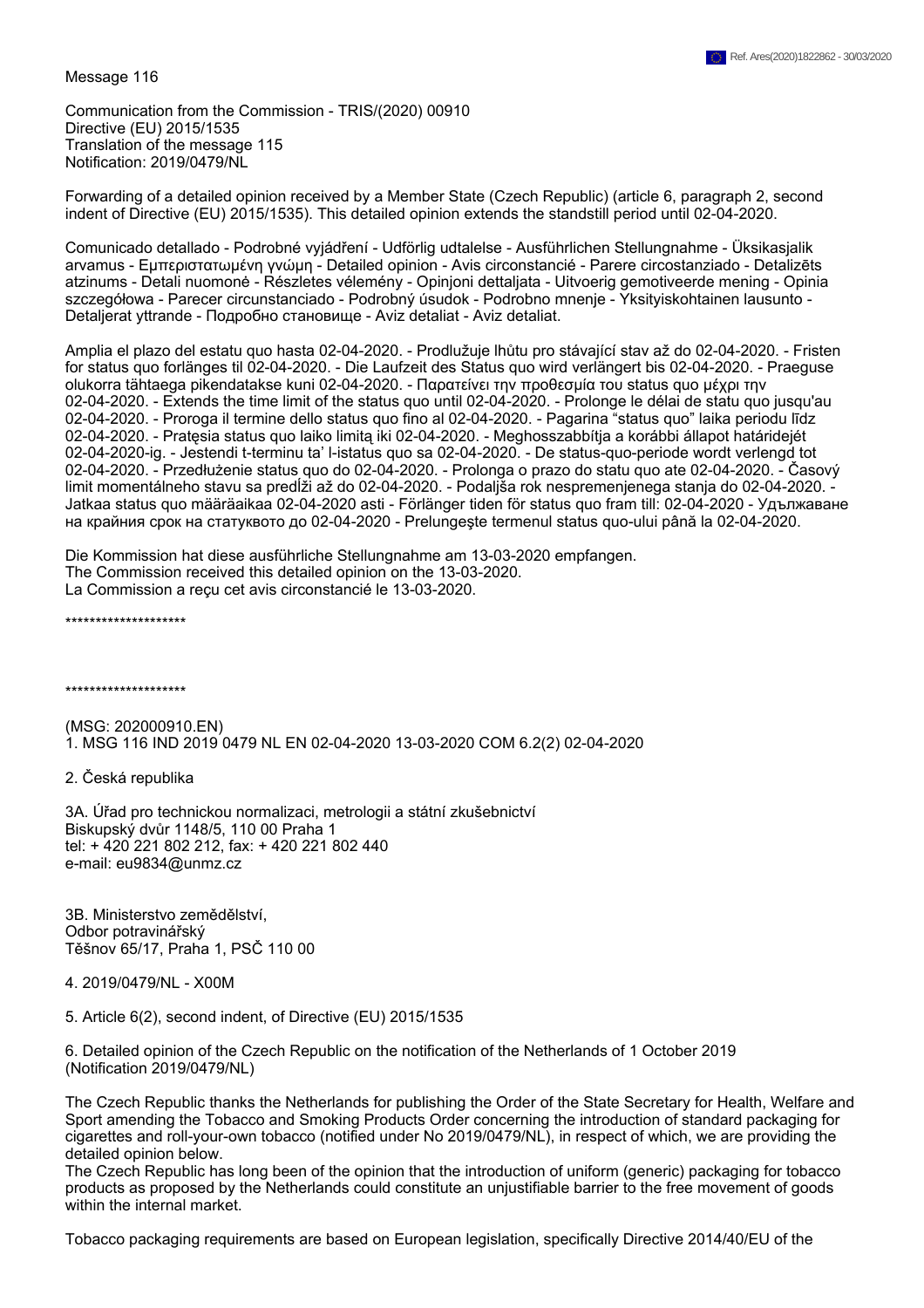Ref. Ares(2020)1822862 - 30/03/2020

Message 116

Communication from the Commission - TRIS/(2020) 00910
Directive (EU) 2015/1535
Translation of the message 115
Notification: 2019/0479/NL

Forwarding of a detailed opinion received by a Member State (Czech Republic) (article 6, paragraph 2, second indent of Directive (EU) 2015/1535). This detailed opinion extends the standstill period until 02-04-2020.

Comunicado detallado - Podrobné vyjádření - Udførlig udtalelse - Ausführlichen Stellungnahme - Üksikasjalik arvamus - Εμπεριστατωμένη γνώμη - Detailed opinion - Avis circonstancié - Parere circostanziado - Detalizēts atzinums - Detali nuomonė - Részletes vélemény - Opinjoni dettaljata - Uitvoerig gemotiveerde mening - Opinia szczegółowa - Parecer circunstanciado - Podrobný úsudok - Podrobno mnenje - Yksityiskohtainen lausunto - Detaljerat yttrande - Подробно становище - Aviz detaliat - Aviz detaliat.

Amplia el plazo del estatu quo hasta 02-04-2020. - Prodlužuje lhůtu pro stávající stav až do 02-04-2020. - Fristen for status quo forlænges til 02-04-2020. - Die Laufzeit des Status quo wird verlängert bis 02-04-2020. - Praeguse olukorra tähtaega pikendatakse kuni 02-04-2020. - Παρατείνει την προθεσμία του status quo μέχρι την 02-04-2020. - Extends the time limit of the status quo until 02-04-2020. - Prolonge le délai de statu quo jusqu'au 02-04-2020. - Proroga il termine dello status quo fino al 02-04-2020. - Pagarina "status quo" laika periodu līdz 02-04-2020. - Pratęsia status quo laiko limitą iki 02-04-2020. - Meghosszabbítja a korábbi állapot határidejét 02-04-2020-ig. - Jestendi t-terminu ta' l-istatus quo sa 02-04-2020. - De status-quo-periode wordt verlengd tot 02-04-2020. - Przedłużenie status quo do 02-04-2020. - Prolonga o prazo do statu quo ate 02-04-2020. - Časový limit momentálneho stavu sa predĺži až do 02-04-2020. - Podaljša rok nespremenjenega stanja do 02-04-2020. - Jatkaa status quo määräaikaa 02-04-2020 asti - Förlänger tiden för status quo fram till: 02-04-2020 - Удължаване на крайния срок на статуквото до 02-04-2020 - Prelungeşte termenul status quo-ului până la 02-04-2020.

Die Kommission hat diese ausführliche Stellungnahme am 13-03-2020 empfangen.
The Commission received this detailed opinion on the 13-03-2020.
La Commission a reçu cet avis circonstancié le 13-03-2020.

********************

********************

(MSG: 202000910.EN)
1. MSG 116 IND 2019 0479 NL EN 02-04-2020 13-03-2020 COM 6.2(2) 02-04-2020

2. Česká republika

3A. Úřad pro technickou normalizaci, metrologii a státní zkušebnictví
Biskupský dvůr 1148/5, 110 00 Praha 1
tel: + 420 221 802 212, fax: + 420 221 802 440
e-mail: eu9834@unmz.cz

3B. Ministerstvo zemědělství,
Odbor potravinářský
Těšnov 65/17, Praha 1, PSČ 110 00

4. 2019/0479/NL - X00M

5. Article 6(2), second indent, of Directive (EU) 2015/1535

6. Detailed opinion of the Czech Republic on the notification of the Netherlands of 1 October 2019 (Notification 2019/0479/NL)

The Czech Republic thanks the Netherlands for publishing the Order of the State Secretary for Health, Welfare and Sport amending the Tobacco and Smoking Products Order concerning the introduction of standard packaging for cigarettes and roll-your-own tobacco (notified under No 2019/0479/NL), in respect of which, we are providing the detailed opinion below.
The Czech Republic has long been of the opinion that the introduction of uniform (generic) packaging for tobacco products as proposed by the Netherlands could constitute an unjustifiable barrier to the free movement of goods within the internal market.

Tobacco packaging requirements are based on European legislation, specifically Directive 2014/40/EU of the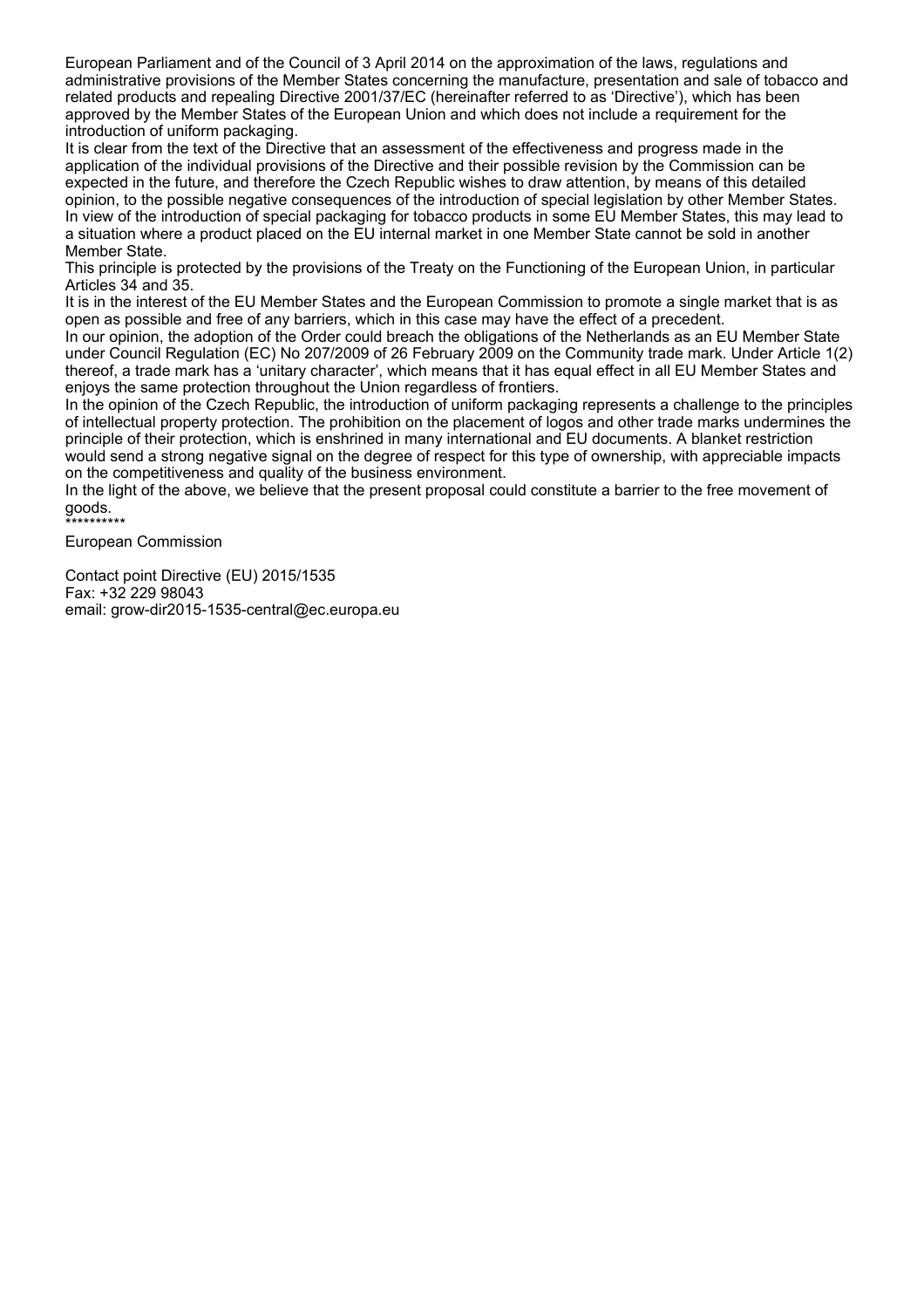European Parliament and of the Council of 3 April 2014 on the approximation of the laws, regulations and administrative provisions of the Member States concerning the manufacture, presentation and sale of tobacco and related products and repealing Directive 2001/37/EC (hereinafter referred to as 'Directive'), which has been approved by the Member States of the European Union and which does not include a requirement for the introduction of uniform packaging.

It is clear from the text of the Directive that an assessment of the effectiveness and progress made in the application of the individual provisions of the Directive and their possible revision by the Commission can be expected in the future, and therefore the Czech Republic wishes to draw attention, by means of this detailed opinion, to the possible negative consequences of the introduction of special legislation by other Member States. In view of the introduction of special packaging for tobacco products in some EU Member States, this may lead to a situation where a product placed on the EU internal market in one Member State cannot be sold in another Member State.

This principle is protected by the provisions of the Treaty on the Functioning of the European Union, in particular Articles 34 and 35.

It is in the interest of the EU Member States and the European Commission to promote a single market that is as open as possible and free of any barriers, which in this case may have the effect of a precedent.

In our opinion, the adoption of the Order could breach the obligations of the Netherlands as an EU Member State under Council Regulation (EC) No 207/2009 of 26 February 2009 on the Community trade mark. Under Article 1(2) thereof, a trade mark has a 'unitary character', which means that it has equal effect in all EU Member States and enjoys the same protection throughout the Union regardless of frontiers.

In the opinion of the Czech Republic, the introduction of uniform packaging represents a challenge to the principles of intellectual property protection. The prohibition on the placement of logos and other trade marks undermines the principle of their protection, which is enshrined in many international and EU documents. A blanket restriction would send a strong negative signal on the degree of respect for this type of ownership, with appreciable impacts on the competitiveness and quality of the business environment.

In the light of the above, we believe that the present proposal could constitute a barrier to the free movement of goods.

**********

European Commission

Contact point Directive (EU) 2015/1535
Fax: +32 229 98043
email: grow-dir2015-1535-central@ec.europa.eu